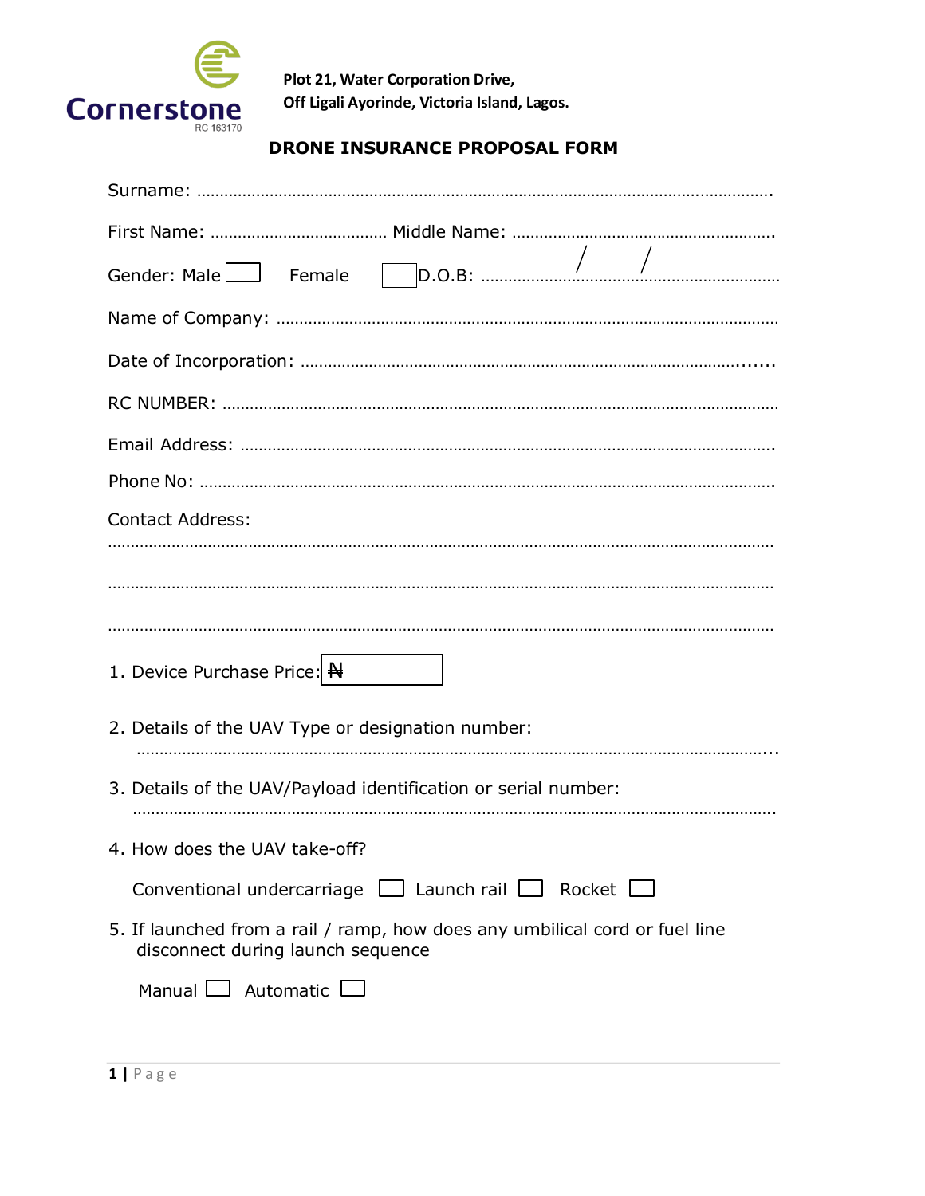Cornerstone
RC 163170

**Plot 21, Water Corporation Drive,**
**Off Ligali Ayorinde, Victoria Island, Lagos.**

## DRONE INSURANCE PROPOSAL FORM

Surname: ……………………………………………………………………………………………………………

First Name: ………………………………… Middle Name: ………………………………………………

Gender: Male ☐ Female ☐ D.O.B: ……………/………/…………………………

Name of Company: ………………………………………………………………………………………………

Date of Incorporation: ……………………………………………………………………………………

RC NUMBER: ……………………………………………………………………………………………………

Email Address: …………………………………………………………………………………………………

Phone No: …………………………………………………………………………………………………………

Contact Address:

……………………………………………………………………………………………………………………………

……………………………………………………………………………………………………………………………

……………………………………………………………………………………………………………………………

1. Device Purchase Price: ₦

2. Details of the UAV Type or designation number:
   ……………………………………………………………………………………………………………………

3. Details of the UAV/Payload identification or serial number:
   ……………………………………………………………………………………………………………………

4. How does the UAV take-off?

   Conventional undercarriage ☐ Launch rail ☐ Rocket ☐

5. If launched from a rail / ramp, how does any umbilical cord or fuel line disconnect during launch sequence

   Manual ☐ Automatic ☐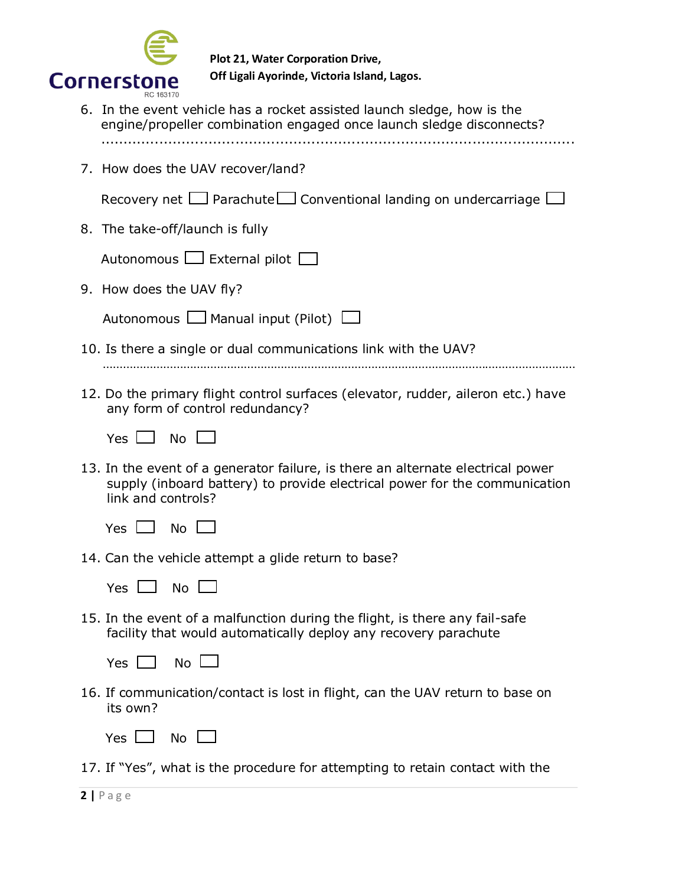6. In the event vehicle has a rocket assisted launch sledge, how is the engine/propeller combination engaged once launch sledge disconnects?
   ..........................................................................................................

7. How does the UAV recover/land?

   Recovery net ☐ Parachute ☐ Conventional landing on undercarriage ☐

8. The take-off/launch is fully

   Autonomous ☐ External pilot ☐

9. How does the UAV fly?

   Autonomous ☐ Manual input (Pilot) ☐

10. Is there a single or dual communications link with the UAV?
    ..........................................................................................................

12. Do the primary flight control surfaces (elevator, rudder, aileron etc.) have any form of control redundancy?

    Yes ☐ No ☐

13. In the event of a generator failure, is there an alternate electrical power supply (inboard battery) to provide electrical power for the communication link and controls?

    Yes ☐ No ☐

14. Can the vehicle attempt a glide return to base?

    Yes ☐ No ☐

15. In the event of a malfunction during the flight, is there any fail-safe facility that would automatically deploy any recovery parachute

    Yes ☐ No ☐

16. If communication/contact is lost in flight, can the UAV return to base on its own?

    Yes ☐ No ☐

17. If "Yes", what is the procedure for attempting to retain contact with the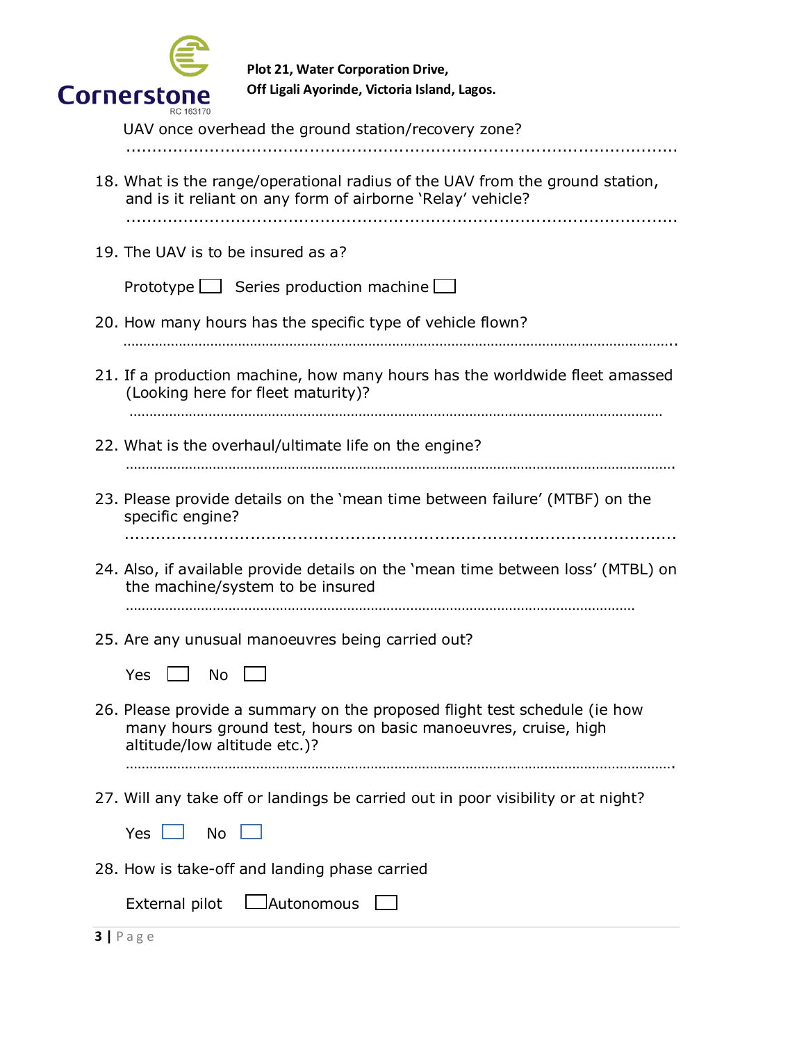UAV once overhead the ground station/recovery zone?

………………………………………………………………………………………………

18. What is the range/operational radius of the UAV from the ground station, and is it reliant on any form of airborne 'Relay' vehicle?

    ………………………………………………………………………………………………

19. The UAV is to be insured as a?

    Prototype ☐ Series production machine ☐

20. How many hours has the specific type of vehicle flown?

    ………………………………………………………………………………………………

21. If a production machine, how many hours has the worldwide fleet amassed (Looking here for fleet maturity)?

    ………………………………………………………………………………………………

22. What is the overhaul/ultimate life on the engine?

    ………………………………………………………………………………………………

23. Please provide details on the 'mean time between failure' (MTBF) on the specific engine?

    ………………………………………………………………………………………………

24. Also, if available provide details on the 'mean time between loss' (MTBL) on the machine/system to be insured

    ………………………………………………………………………………………………

25. Are any unusual manoeuvres being carried out?

    Yes ☐ No ☐

26. Please provide a summary on the proposed flight test schedule (ie how many hours ground test, hours on basic manoeuvres, cruise, high altitude/low altitude etc.)?

    ………………………………………………………………………………………………

27. Will any take off or landings be carried out in poor visibility or at night?

    Yes ☐ No ☐

28. How is take-off and landing phase carried

    External pilot ☐ Autonomous ☐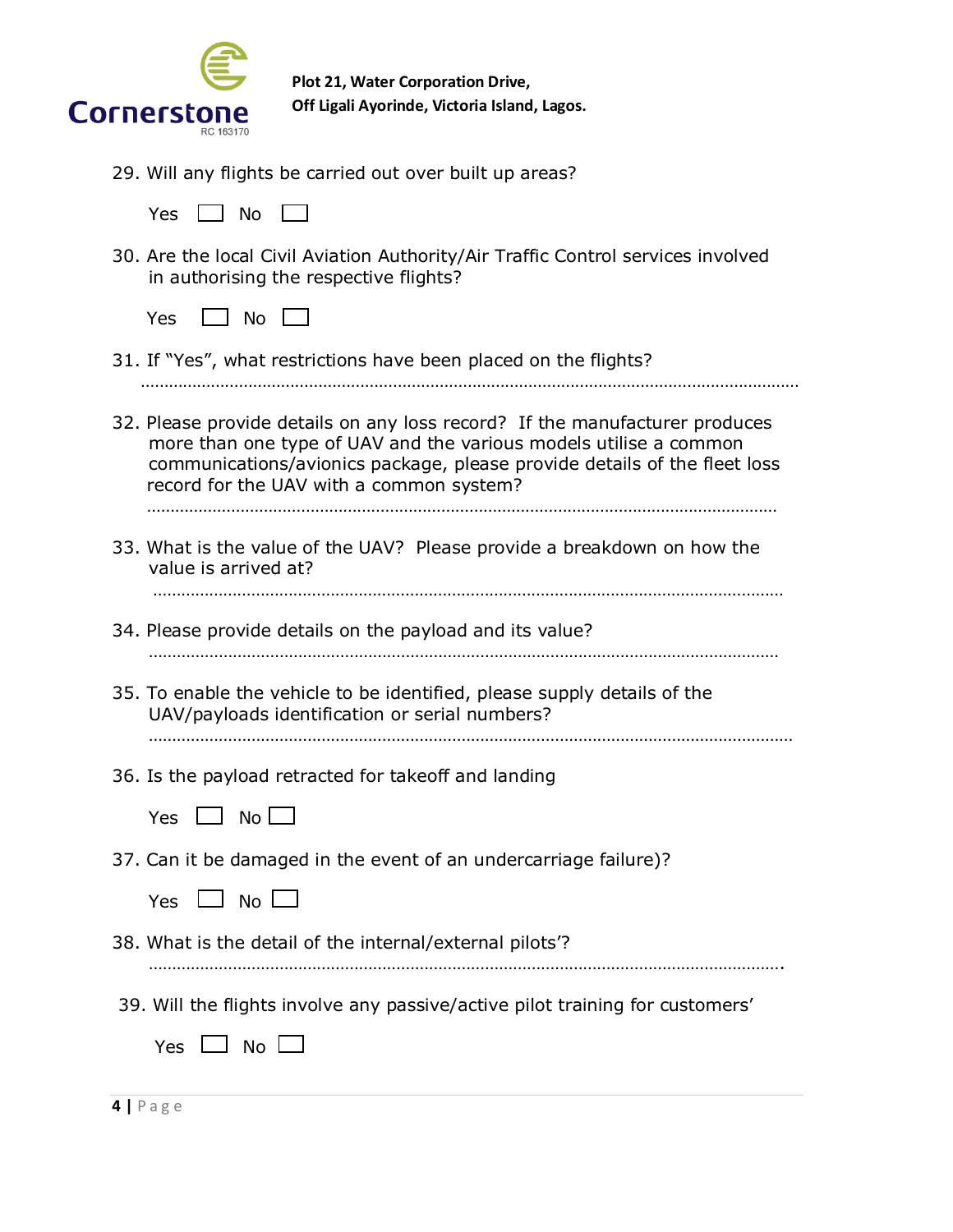29. Will any flights be carried out over built up areas?

    Yes ☐ No ☐

30. Are the local Civil Aviation Authority/Air Traffic Control services involved in authorising the respective flights?

    Yes ☐ No ☐

31. If "Yes", what restrictions have been placed on the flights?

    ……………………………………………………………………………………………………………………………

32. Please provide details on any loss record? If the manufacturer produces more than one type of UAV and the various models utilise a common communications/avionics package, please provide details of the fleet loss record for the UAV with a common system?

    ……………………………………………………………………………………………………………………………

33. What is the value of the UAV? Please provide a breakdown on how the value is arrived at?

    ……………………………………………………………………………………………………………………………

34. Please provide details on the payload and its value?

    ……………………………………………………………………………………………………………………………

35. To enable the vehicle to be identified, please supply details of the UAV/payloads identification or serial numbers?

    ……………………………………………………………………………………………………………………………

36. Is the payload retracted for takeoff and landing

    Yes ☐ No ☐

37. Can it be damaged in the event of an undercarriage failure)?

    Yes ☐ No ☐

38. What is the detail of the internal/external pilots'?

    ……………………………………………………………………………………………………………………………

39. Will the flights involve any passive/active pilot training for customers'

    Yes ☐ No ☐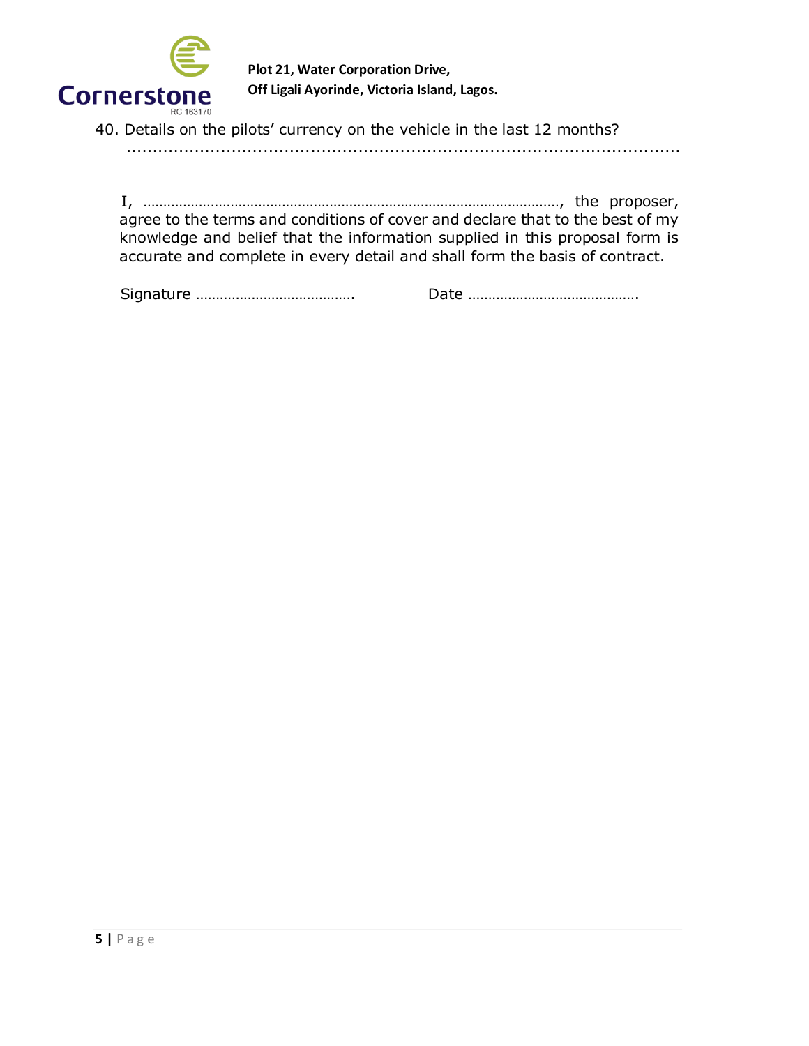40. Details on the pilots' currency on the vehicle in the last 12 months?

..............................................................................................................

I, ……………………………………………………………………………………………, the proposer, agree to the terms and conditions of cover and declare that to the best of my knowledge and belief that the information supplied in this proposal form is accurate and complete in every detail and shall form the basis of contract.

Signature ………………………………….          Date …………………………………….